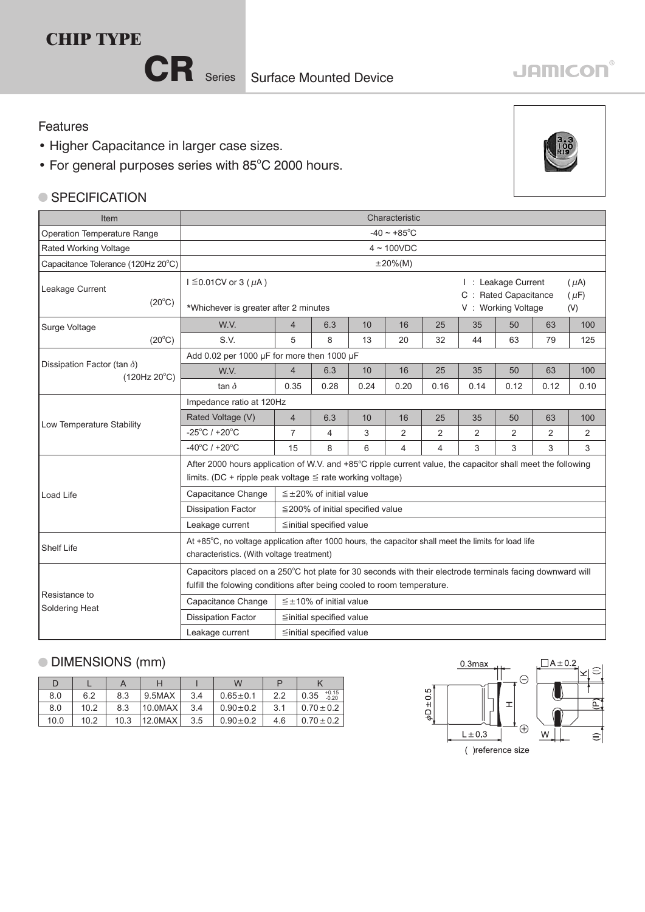# CHIP TYPE

## CR Series Surface Mounted Device

JAMICON

### Features

- Higher Capacitance in larger case sizes.
- For general purposes series with 85°C 2000 hours.

### SPECIFICATION

| Item | Characteristic | | | | | | | | | |
|---|---|---|---|---|---|---|---|---|---|---|
| Operation Temperature Range | -40 ~ +85°C | | | | | | | | | |
| Rated Working Voltage | 4 ~ 100VDC | | | | | | | | | |
| Capacitance Tolerance (120Hz 20°C) | ±20%(M) | | | | | | | | | |
| Leakage Current (20°C) | I ≦0.01CV or 3 (μA) *Whichever is greater after 2 minutes; I : Leakage Current (μA), C : Rated Capacitance (μF), V : Working Voltage (V) | | | | | | | | | |
| Surge Voltage (20°C) | W.V. | 4 | 6.3 | 10 | 16 | 25 | 35 | 50 | 63 | 100 |
| | S.V. | 5 | 8 | 13 | 20 | 32 | 44 | 63 | 79 | 125 |
| Dissipation Factor (tan δ) (120Hz 20°C) | Add 0.02 per 1000 μF for more then 1000 μF | | | | | | | | | |
| | W.V. | 4 | 6.3 | 10 | 16 | 25 | 35 | 50 | 63 | 100 |
| | tan δ | 0.35 | 0.28 | 0.24 | 0.20 | 0.16 | 0.14 | 0.12 | 0.12 | 0.10 |
| Low Temperature Stability | Impedance ratio at 120Hz | | | | | | | | | |
| | Rated Voltage (V) | 4 | 6.3 | 10 | 16 | 25 | 35 | 50 | 63 | 100 |
| | -25°C / +20°C | 7 | 4 | 3 | 2 | 2 | 2 | 2 | 2 | 2 |
| | -40°C / +20°C | 15 | 8 | 6 | 4 | 4 | 3 | 3 | 3 | 3 |
| Load Life | After 2000 hours application of W.V. and +85°C ripple current value, the capacitor shall meet the following limits. (DC + ripple peak voltage ≦ rate working voltage) | | | | | | | | | |
| | Capacitance Change | ≦±20% of initial value | | | | | | | | |
| | Dissipation Factor | ≦200% of initial specified value | | | | | | | | |
| | Leakage current | ≦initial specified value | | | | | | | | |
| Shelf Life | At +85°C, no voltage application after 1000 hours, the capacitor shall meet the limits for load life characteristics. (With voltage treatment) | | | | | | | | | |
| Resistance to Soldering Heat | Capacitors placed on a 250°C hot plate for 30 seconds with their electrode terminals facing downward will fulfill the folowing conditions after being cooled to room temperature. | | | | | | | | | |
| | Capacitance Change | ≦±10% of initial value | | | | | | | | |
| | Dissipation Factor | ≦initial specified value | | | | | | | | |
| | Leakage current | ≦initial specified value | | | | | | | | |

### DIMENSIONS (mm)

| D | L | A | H | I | W | P | K |
|---|---|---|---|---|---|---|---|
| 8.0 | 6.2 | 8.3 | 9.5MAX | 3.4 | 0.65±0.1 | 2.2 | 0.35 $^{+0.15}_{-0.20}$ |
| 8.0 | 10.2 | 8.3 | 10.0MAX | 3.4 | 0.90±0.2 | 3.1 | 0.70±0.2 |
| 10.0 | 10.2 | 10.3 | 12.0MAX | 3.5 | 0.90±0.2 | 4.6 | 0.70±0.2 |

0.3max, □A±0.2, φD±0.5, H, L±0.3, W, K, (I), (P), (I)

( )reference size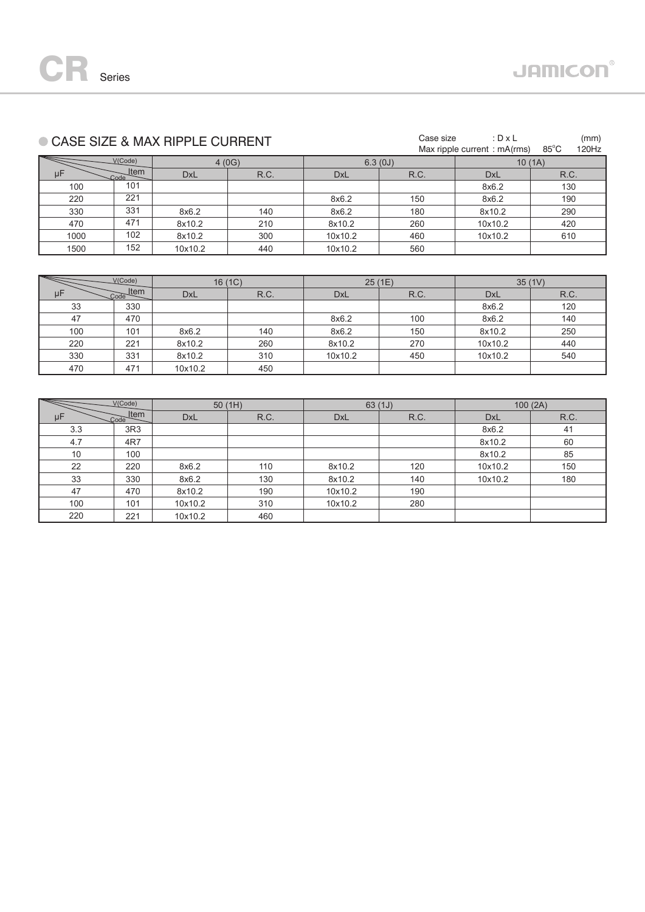## CASE SIZE & MAX RIPPLE CURRENT

Case size : D x L (mm)
Max ripple current : mA(rms) 85°C 120Hz

| μF | Item Code \ V(Code) | 4 (0G) | | 6.3 (0J) | | 10 (1A) | |
|---|---|---|---|---|---|---|---|
| | | DxL | R.C. | DxL | R.C. | DxL | R.C. |
| 100 | 101 | | | | | 8x6.2 | 130 |
| 220 | 221 | | | 8x6.2 | 150 | 8x6.2 | 190 |
| 330 | 331 | 8x6.2 | 140 | 8x6.2 | 180 | 8x10.2 | 290 |
| 470 | 471 | 8x10.2 | 210 | 8x10.2 | 260 | 10x10.2 | 420 |
| 1000 | 102 | 8x10.2 | 300 | 10x10.2 | 460 | 10x10.2 | 610 |
| 1500 | 152 | 10x10.2 | 440 | 10x10.2 | 560 | | |

| μF | Item Code \ V(Code) | 16 (1C) | | 25 (1E) | | 35 (1V) | |
|---|---|---|---|---|---|---|---|
| | | DxL | R.C. | DxL | R.C. | DxL | R.C. |
| 33 | 330 | | | | | 8x6.2 | 120 |
| 47 | 470 | | | 8x6.2 | 100 | 8x6.2 | 140 |
| 100 | 101 | 8x6.2 | 140 | 8x6.2 | 150 | 8x10.2 | 250 |
| 220 | 221 | 8x10.2 | 260 | 8x10.2 | 270 | 10x10.2 | 440 |
| 330 | 331 | 8x10.2 | 310 | 10x10.2 | 450 | 10x10.2 | 540 |
| 470 | 471 | 10x10.2 | 450 | | | | |

| μF | Item Code \ V(Code) | 50 (1H) | | 63 (1J) | | 100 (2A) | |
|---|---|---|---|---|---|---|---|
| | | DxL | R.C. | DxL | R.C. | DxL | R.C. |
| 3.3 | 3R3 | | | | | 8x6.2 | 41 |
| 4.7 | 4R7 | | | | | 8x10.2 | 60 |
| 10 | 100 | | | | | 8x10.2 | 85 |
| 22 | 220 | 8x6.2 | 110 | 8x10.2 | 120 | 10x10.2 | 150 |
| 33 | 330 | 8x6.2 | 130 | 8x10.2 | 140 | 10x10.2 | 180 |
| 47 | 470 | 8x10.2 | 190 | 10x10.2 | 190 | | |
| 100 | 101 | 10x10.2 | 310 | 10x10.2 | 280 | | |
| 220 | 221 | 10x10.2 | 460 | | | | |